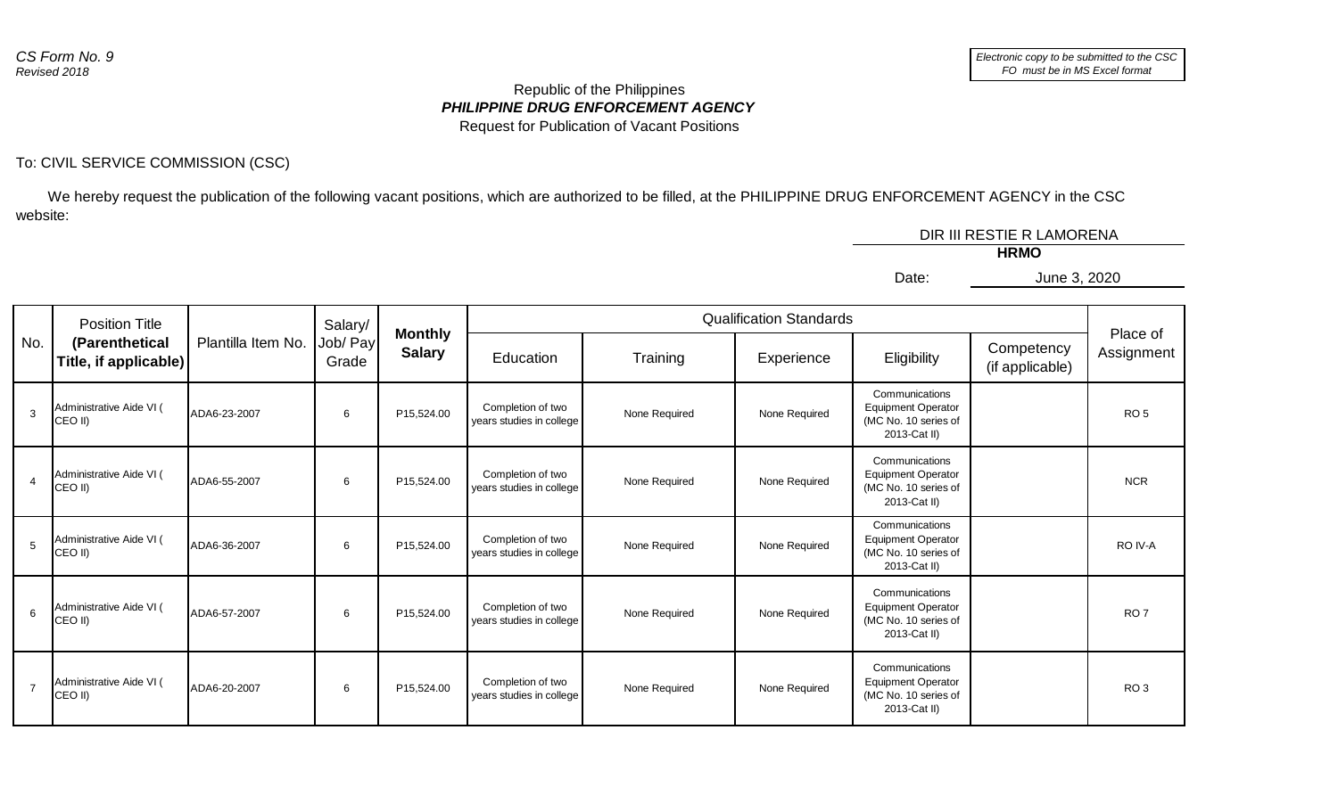*CS Form No. 9*
*Revised 2018*

*Electronic copy to be submitted to the CSC FO must be in MS Excel format*

Republic of the Philippines
***PHILIPPINE DRUG ENFORCEMENT AGENCY***
Request for Publication of Vacant Positions

To: CIVIL SERVICE COMMISSION (CSC)

We hereby request the publication of the following vacant positions, which are authorized to be filled, at the PHILIPPINE DRUG ENFORCEMENT AGENCY in the CSC website:

DIR III RESTIE R LAMORENA
**HRMO**

Date: June 3, 2020

| No. | Position Title **(Parenthetical Title, if applicable)** | Plantilla Item No. | Salary/ Job/ Pay Grade | **Monthly Salary** | Qualification Standards | | | | | Place of Assignment |
|---|---|---|---|---|---|---|---|---|---|---|
| | | | | | Education | Training | Experience | Eligibility | Competency (if applicable) | |
| 3 | Administrative Aide VI ( CEO II) | ADA6-23-2007 | 6 | P15,524.00 | Completion of two years studies in college | None Required | None Required | Communications Equipment Operator (MC No. 10 series of 2013-Cat II) | | RO 5 |
| 4 | Administrative Aide VI ( CEO II) | ADA6-55-2007 | 6 | P15,524.00 | Completion of two years studies in college | None Required | None Required | Communications Equipment Operator (MC No. 10 series of 2013-Cat II) | | NCR |
| 5 | Administrative Aide VI ( CEO II) | ADA6-36-2007 | 6 | P15,524.00 | Completion of two years studies in college | None Required | None Required | Communications Equipment Operator (MC No. 10 series of 2013-Cat II) | | RO IV-A |
| 6 | Administrative Aide VI ( CEO II) | ADA6-57-2007 | 6 | P15,524.00 | Completion of two years studies in college | None Required | None Required | Communications Equipment Operator (MC No. 10 series of 2013-Cat II) | | RO 7 |
| 7 | Administrative Aide VI ( CEO II) | ADA6-20-2007 | 6 | P15,524.00 | Completion of two years studies in college | None Required | None Required | Communications Equipment Operator (MC No. 10 series of 2013-Cat II) | | RO 3 |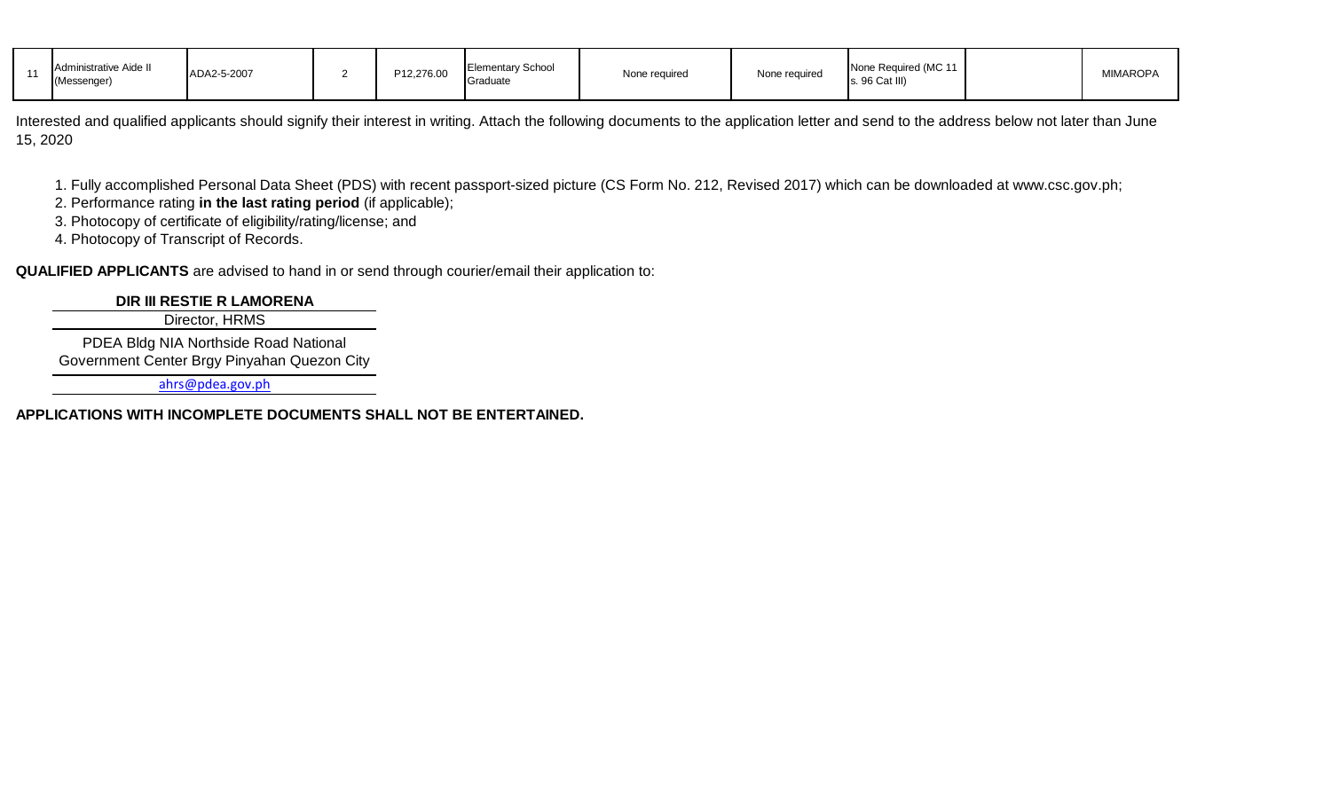| | | | | | | | | | | |
|---|---|---|---|---|---|---|---|---|---|---|
| 11 | Administrative Aide II (Messenger) | ADA2-5-2007 | 2 | P12,276.00 | Elementary School Graduate | None required | None required | None Required (MC 11 s. 96 Cat III) | | MIMAROPA |

Interested and qualified applicants should signify their interest in writing. Attach the following documents to the application letter and send to the address below not later than June 15, 2020

1. Fully accomplished Personal Data Sheet (PDS) with recent passport-sized picture (CS Form No. 212, Revised 2017) which can be downloaded at www.csc.gov.ph;
2. Performance rating **in the last rating period** (if applicable);
3. Photocopy of certificate of eligibility/rating/license; and
4. Photocopy of Transcript of Records.

**QUALIFIED APPLICANTS** are advised to hand in or send through courier/email their application to:

**DIR III RESTIE R LAMORENA**
Director, HRMS
PDEA Bldg NIA Northside Road National Government Center Brgy Pinyahan Quezon City
ahrs@pdea.gov.ph

**APPLICATIONS WITH INCOMPLETE DOCUMENTS SHALL NOT BE ENTERTAINED.**